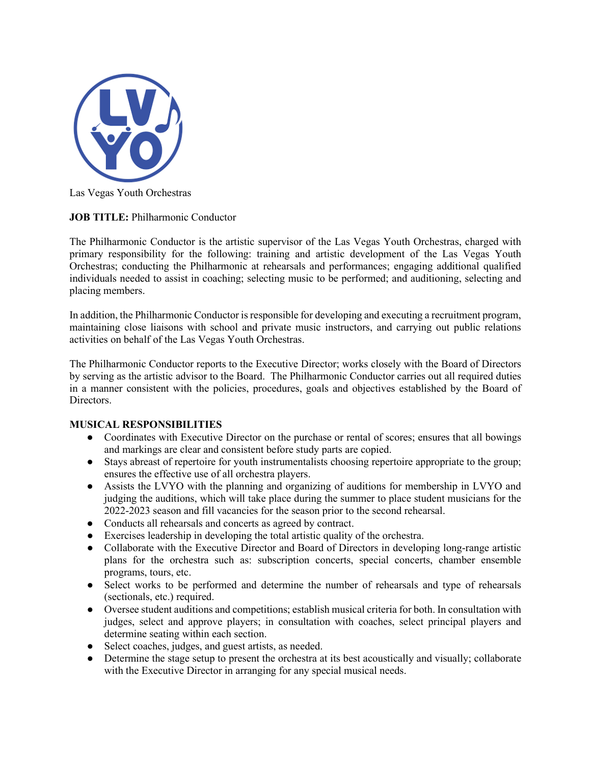Las Vegas Youth Orchestras

**JOB TITLE:** Philharmonic Conductor

The Philharmonic Conductor is the artistic supervisor of the Las Vegas Youth Orchestras, charged with primary responsibility for the following: training and artistic development of the Las Vegas Youth Orchestras; conducting the Philharmonic at rehearsals and performances; engaging additional qualified individuals needed to assist in coaching; selecting music to be performed; and auditioning, selecting and placing members.

In addition, the Philharmonic Conductor is responsible for developing and executing a recruitment program, maintaining close liaisons with school and private music instructors, and carrying out public relations activities on behalf of the Las Vegas Youth Orchestras.

The Philharmonic Conductor reports to the Executive Director; works closely with the Board of Directors by serving as the artistic advisor to the Board. The Philharmonic Conductor carries out all required duties in a manner consistent with the policies, procedures, goals and objectives established by the Board of Directors.

**MUSICAL RESPONSIBILITIES**

- Coordinates with Executive Director on the purchase or rental of scores; ensures that all bowings and markings are clear and consistent before study parts are copied.
- Stays abreast of repertoire for youth instrumentalists choosing repertoire appropriate to the group; ensures the effective use of all orchestra players.
- Assists the LVYO with the planning and organizing of auditions for membership in LVYO and judging the auditions, which will take place during the summer to place student musicians for the 2022-2023 season and fill vacancies for the season prior to the second rehearsal.
- Conducts all rehearsals and concerts as agreed by contract.
- Exercises leadership in developing the total artistic quality of the orchestra.
- Collaborate with the Executive Director and Board of Directors in developing long-range artistic plans for the orchestra such as: subscription concerts, special concerts, chamber ensemble programs, tours, etc.
- Select works to be performed and determine the number of rehearsals and type of rehearsals (sectionals, etc.) required.
- Oversee student auditions and competitions; establish musical criteria for both. In consultation with judges, select and approve players; in consultation with coaches, select principal players and determine seating within each section.
- Select coaches, judges, and guest artists, as needed.
- Determine the stage setup to present the orchestra at its best acoustically and visually; collaborate with the Executive Director in arranging for any special musical needs.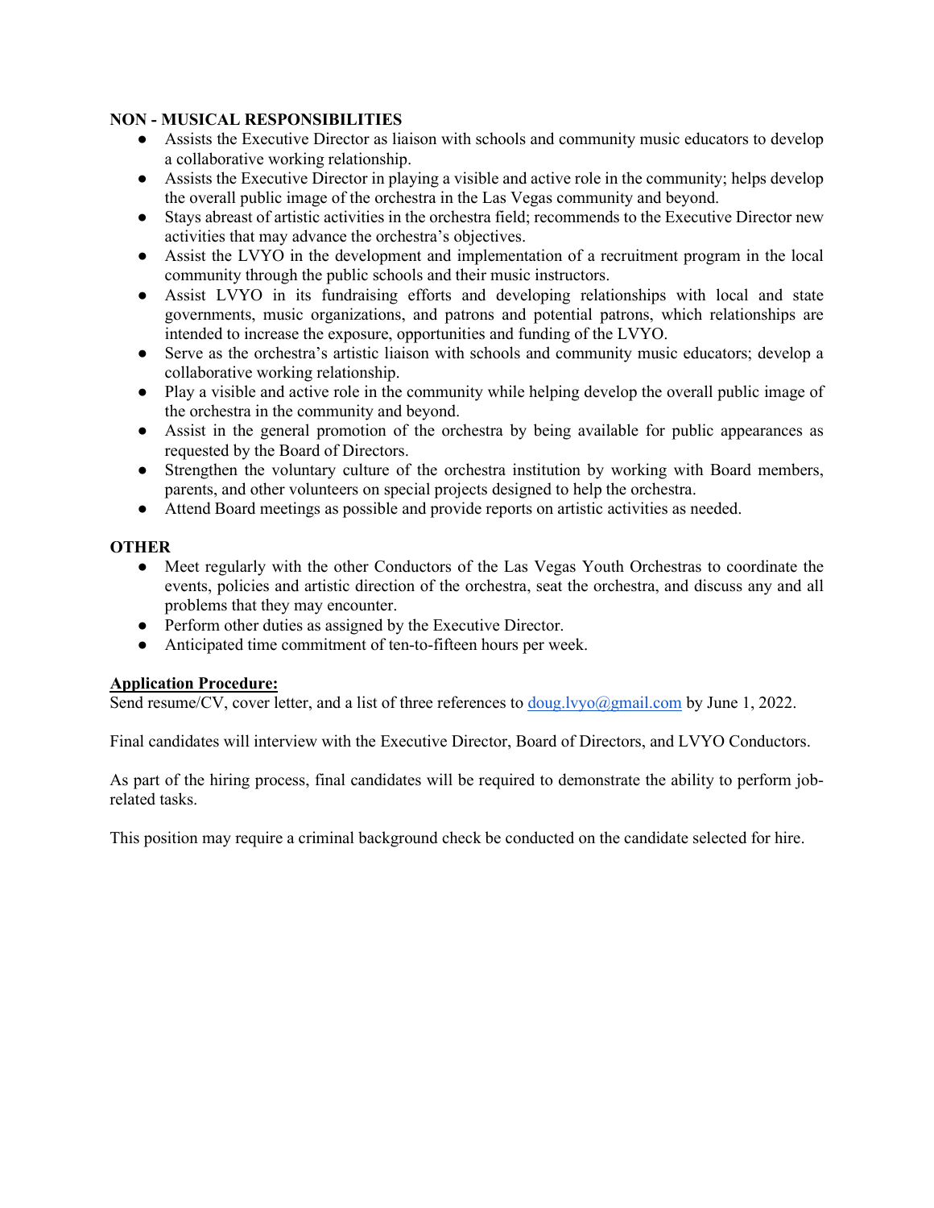**NON - MUSICAL RESPONSIBILITIES**

- Assists the Executive Director as liaison with schools and community music educators to develop a collaborative working relationship.
- Assists the Executive Director in playing a visible and active role in the community; helps develop the overall public image of the orchestra in the Las Vegas community and beyond.
- Stays abreast of artistic activities in the orchestra field; recommends to the Executive Director new activities that may advance the orchestra's objectives.
- Assist the LVYO in the development and implementation of a recruitment program in the local community through the public schools and their music instructors.
- Assist LVYO in its fundraising efforts and developing relationships with local and state governments, music organizations, and patrons and potential patrons, which relationships are intended to increase the exposure, opportunities and funding of the LVYO.
- Serve as the orchestra's artistic liaison with schools and community music educators; develop a collaborative working relationship.
- Play a visible and active role in the community while helping develop the overall public image of the orchestra in the community and beyond.
- Assist in the general promotion of the orchestra by being available for public appearances as requested by the Board of Directors.
- Strengthen the voluntary culture of the orchestra institution by working with Board members, parents, and other volunteers on special projects designed to help the orchestra.
- Attend Board meetings as possible and provide reports on artistic activities as needed.

**OTHER**

- Meet regularly with the other Conductors of the Las Vegas Youth Orchestras to coordinate the events, policies and artistic direction of the orchestra, seat the orchestra, and discuss any and all problems that they may encounter.
- Perform other duties as assigned by the Executive Director.
- Anticipated time commitment of ten-to-fifteen hours per week.

**Application Procedure:**

Send resume/CV, cover letter, and a list of three references to doug.lvyo@gmail.com by June 1, 2022.

Final candidates will interview with the Executive Director, Board of Directors, and LVYO Conductors.

As part of the hiring process, final candidates will be required to demonstrate the ability to perform job-related tasks.

This position may require a criminal background check be conducted on the candidate selected for hire.